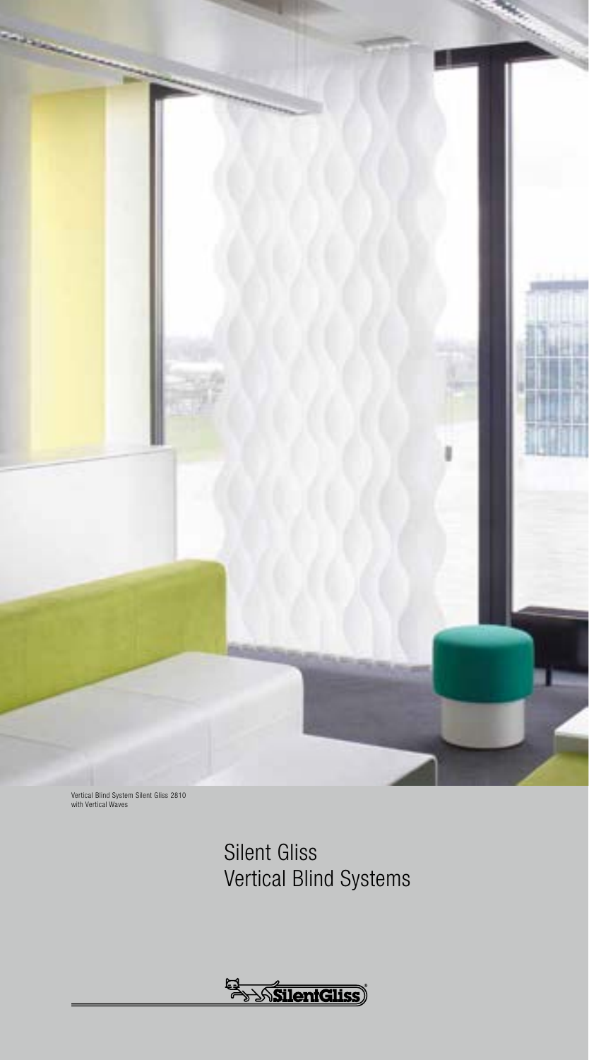Vertical Blind System Silent Gliss 2810
with Vertical Waves

# Silent Gliss
# Vertical Blind Systems

SilentGliss®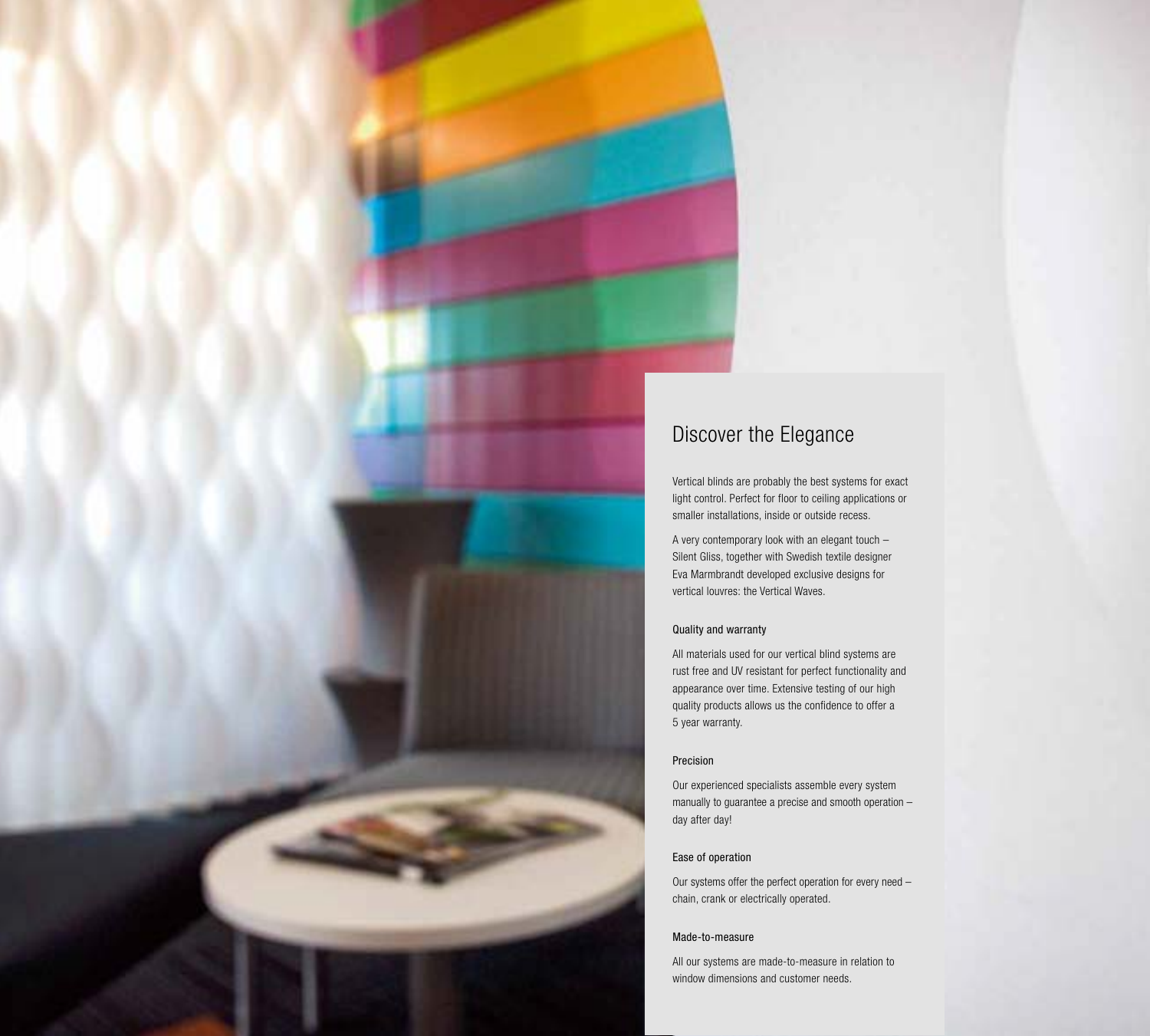## Discover the Elegance

Vertical blinds are probably the best systems for exact light control. Perfect for floor to ceiling applications or smaller installations, inside or outside recess.

A very contemporary look with an elegant touch – Silent Gliss, together with Swedish textile designer Eva Marmbrandt developed exclusive designs for vertical louvres: the Vertical Waves.

### Quality and warranty

All materials used for our vertical blind systems are rust free and UV resistant for perfect functionality and appearance over time. Extensive testing of our high quality products allows us the confidence to offer a 5 year warranty.

### Precision

Our experienced specialists assemble every system manually to guarantee a precise and smooth operation – day after day!

### Ease of operation

Our systems offer the perfect operation for every need – chain, crank or electrically operated.

### Made-to-measure

All our systems are made-to-measure in relation to window dimensions and customer needs.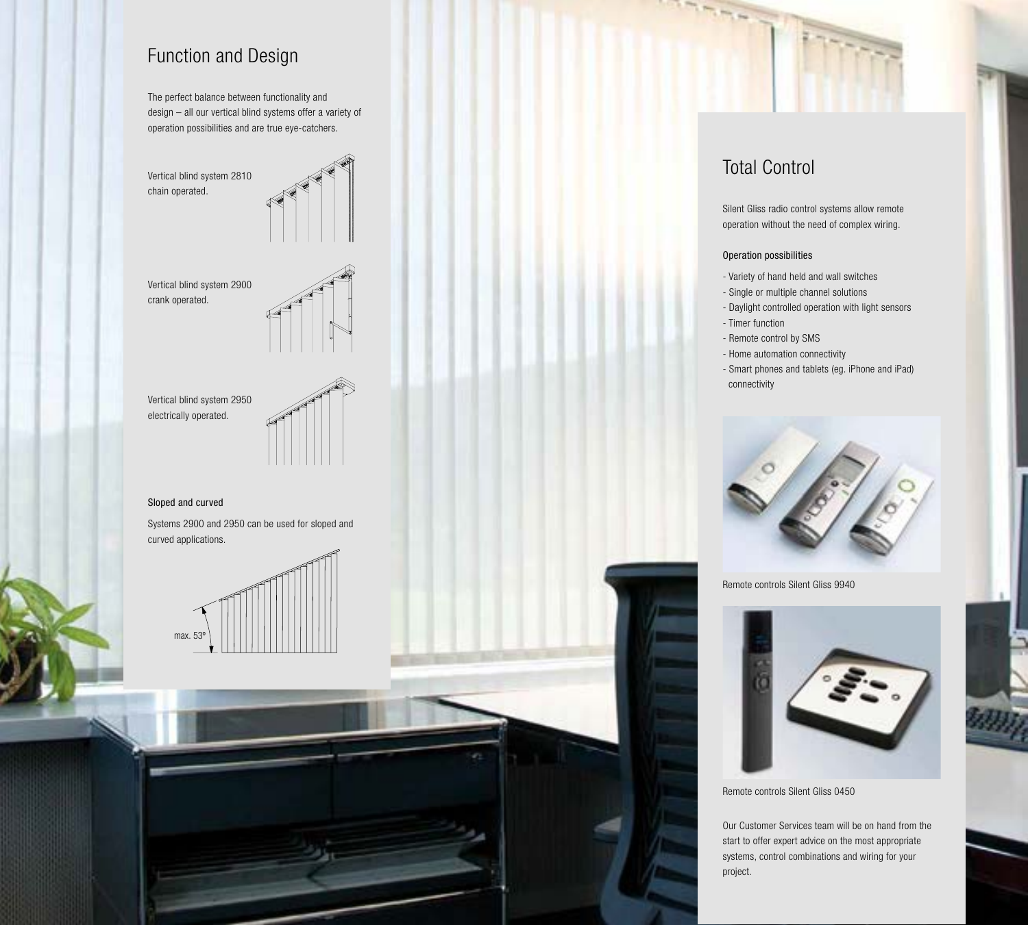## Function and Design

The perfect balance between functionality and design – all our vertical blind systems offer a variety of operation possibilities and are true eye-catchers.

Vertical blind system 2810 chain operated.

Vertical blind system 2900 crank operated.

Vertical blind system 2950 electrically operated.

### Sloped and curved

Systems 2900 and 2950 can be used for sloped and curved applications.

max. 53°

## Total Control

Silent Gliss radio control systems allow remote operation without the need of complex wiring.

### Operation possibilities

- Variety of hand held and wall switches
- Single or multiple channel solutions
- Daylight controlled operation with light sensors
- Timer function
- Remote control by SMS
- Home automation connectivity
- Smart phones and tablets (eg. iPhone and iPad) connectivity

Remote controls Silent Gliss 9940

Remote controls Silent Gliss 0450

Our Customer Services team will be on hand from the start to offer expert advice on the most appropriate systems, control combinations and wiring for your project.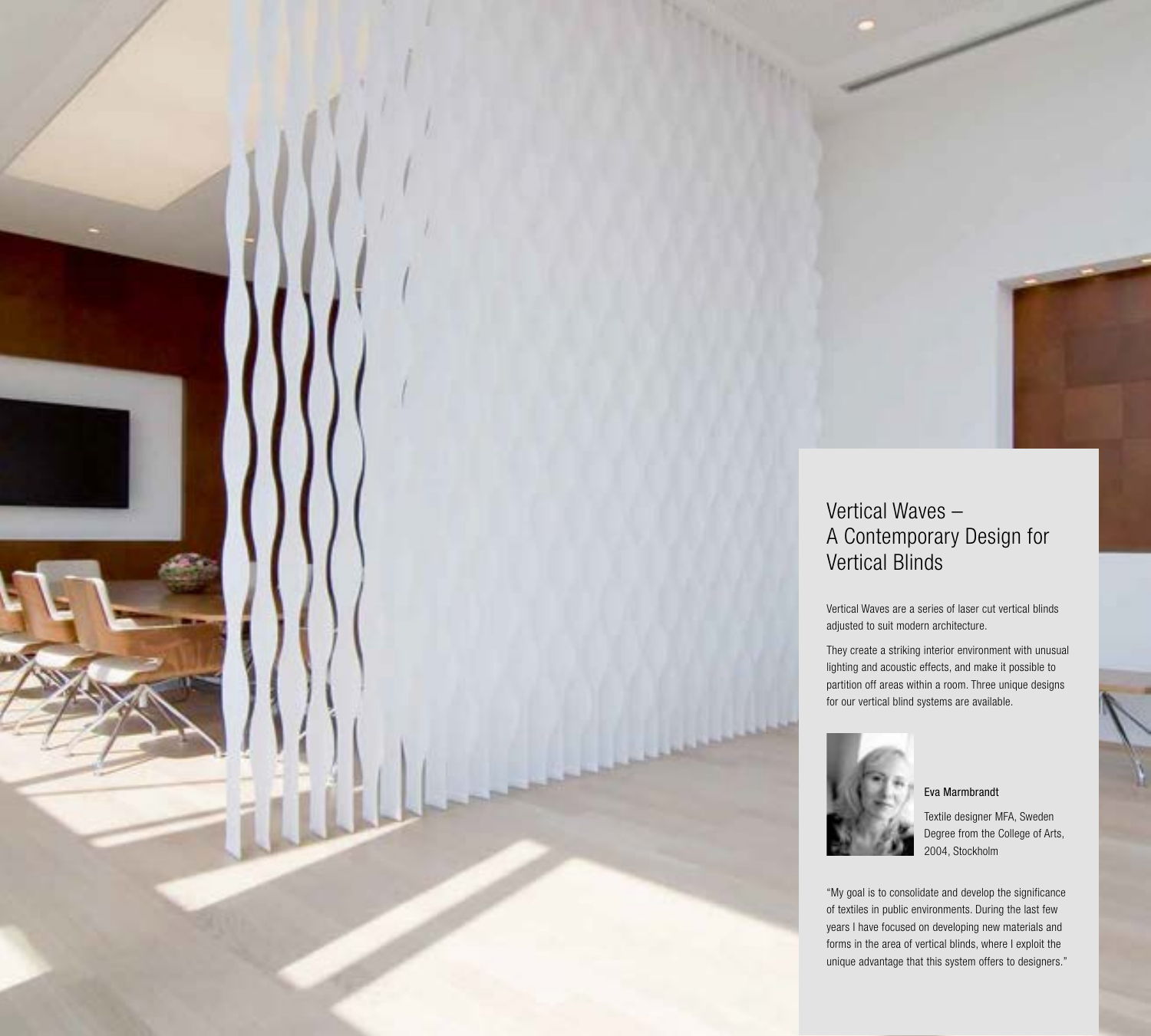# Vertical Waves – A Contemporary Design for Vertical Blinds

Vertical Waves are a series of laser cut vertical blinds adjusted to suit modern architecture.

They create a striking interior environment with unusual lighting and acoustic effects, and make it possible to partition off areas within a room. Three unique designs for our vertical blind systems are available.

Eva Marmbrandt

Textile designer MFA, Sweden
Degree from the College of Arts, 2004, Stockholm

"My goal is to consolidate and develop the significance of textiles in public environments. During the last few years I have focused on developing new materials and forms in the area of vertical blinds, where I exploit the unique advantage that this system offers to designers."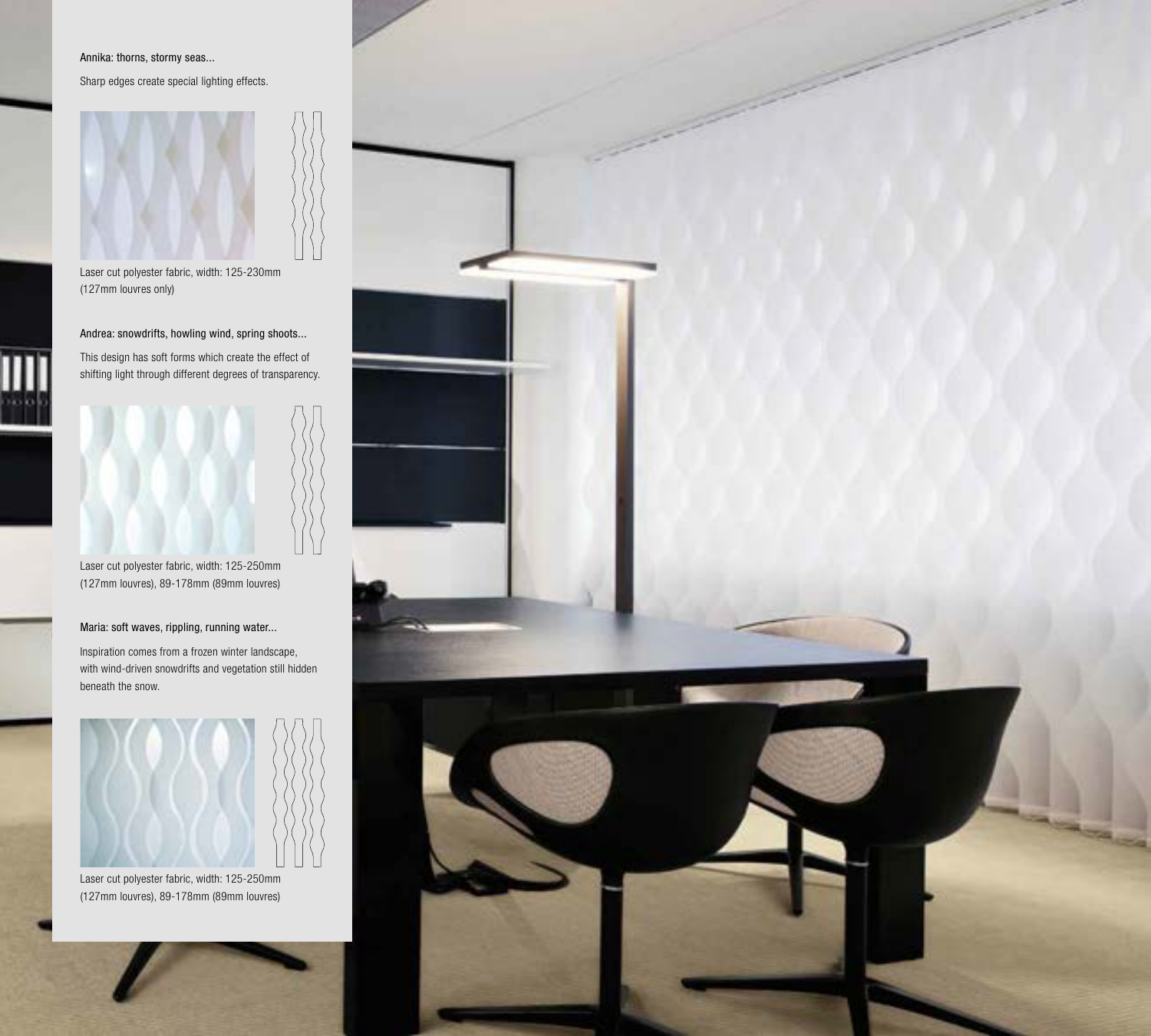Annika: thorns, stormy seas...

Sharp edges create special lighting effects.

Laser cut polyester fabric, width: 125-230mm (127mm louvres only)

Andrea: snowdrifts, howling wind, spring shoots...

This design has soft forms which create the effect of shifting light through different degrees of transparency.

Laser cut polyester fabric, width: 125-250mm (127mm louvres), 89-178mm (89mm louvres)

Maria: soft waves, rippling, running water...

Inspiration comes from a frozen winter landscape, with wind-driven snowdrifts and vegetation still hidden beneath the snow.

Laser cut polyester fabric, width: 125-250mm (127mm louvres), 89-178mm (89mm louvres)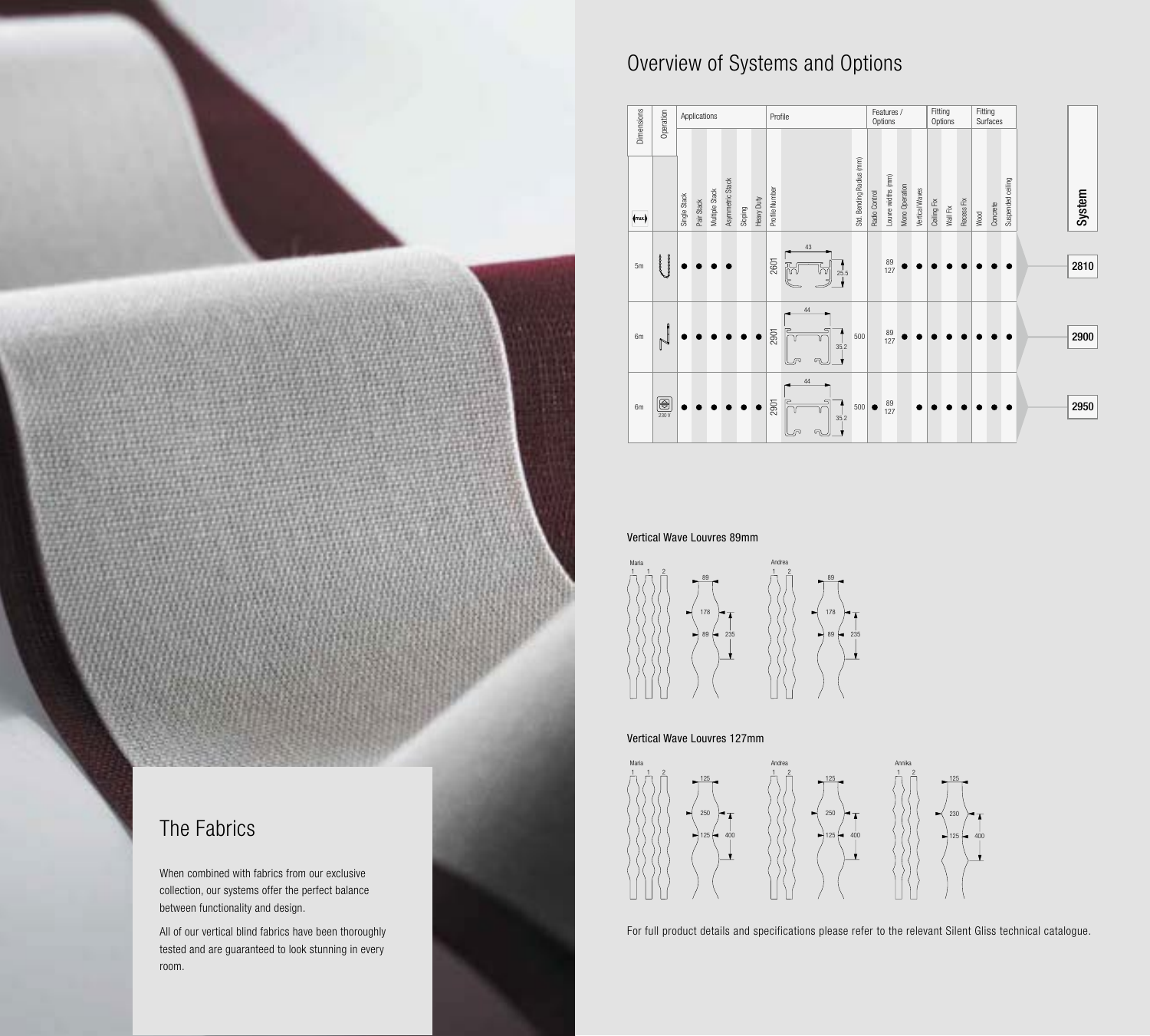## The Fabrics

When combined with fabrics from our exclusive collection, our systems offer the perfect balance between functionality and design.

All of our vertical blind fabrics have been thoroughly tested and are guaranteed to look stunning in every room.

# Overview of Systems and Options

| Dimensions (max) | Operation | Single Stack | Pair Stack | Multiple Stack | Asymmetric Stack | Sloping | Heavy Duty | Profile Number | Std. Bending Radius (mm) | Radio Control | Louvre widths (mm) | Mono Operation | Vertical Waves | Ceiling Fix | Wall Fix | Recess Fix | Wood | Concrete | Suspended ceiling | System |
|---|---|---|---|---|---|---|---|---|---|---|---|---|---|---|---|---|---|---|---|---|
| | | Applications | | | | | | Profile | | Features / Options | | | | Fitting Options | | | Fitting Surfaces | | | |
| 5m | | ● | ● | ● | ● | | | 2601 (43 × 25.5) | | | 89 127 | ● | ● | ● | ● | ● | ● | ● | ● | 2810 |
| 6m | | ● | ● | ● | ● | ● | ● | 2901 (44 × 35.2) | 500 | | 89 127 | ● | ● | ● | ● | ● | ● | ● | ● | 2900 |
| 6m | 230 V | ● | ● | ● | ● | ● | ● | 2901 (44 × 35.2) | 500 | ● | 89 127 | | ● | ● | ● | ● | ● | ● | ● | 2950 |

### Vertical Wave Louvres 89mm

Maria: 1, 1, 2 — 89, 178, 89, 235

Andrea: 1, 2 — 89, 178, 89, 235

### Vertical Wave Louvres 127mm

Maria: 1, 1, 2 — 125, 250, 125, 400

Andrea: 1, 2 — 125, 250, 125, 400

Annika: 1, 2 — 125, 230, 125, 400

For full product details and specifications please refer to the relevant Silent Gliss technical catalogue.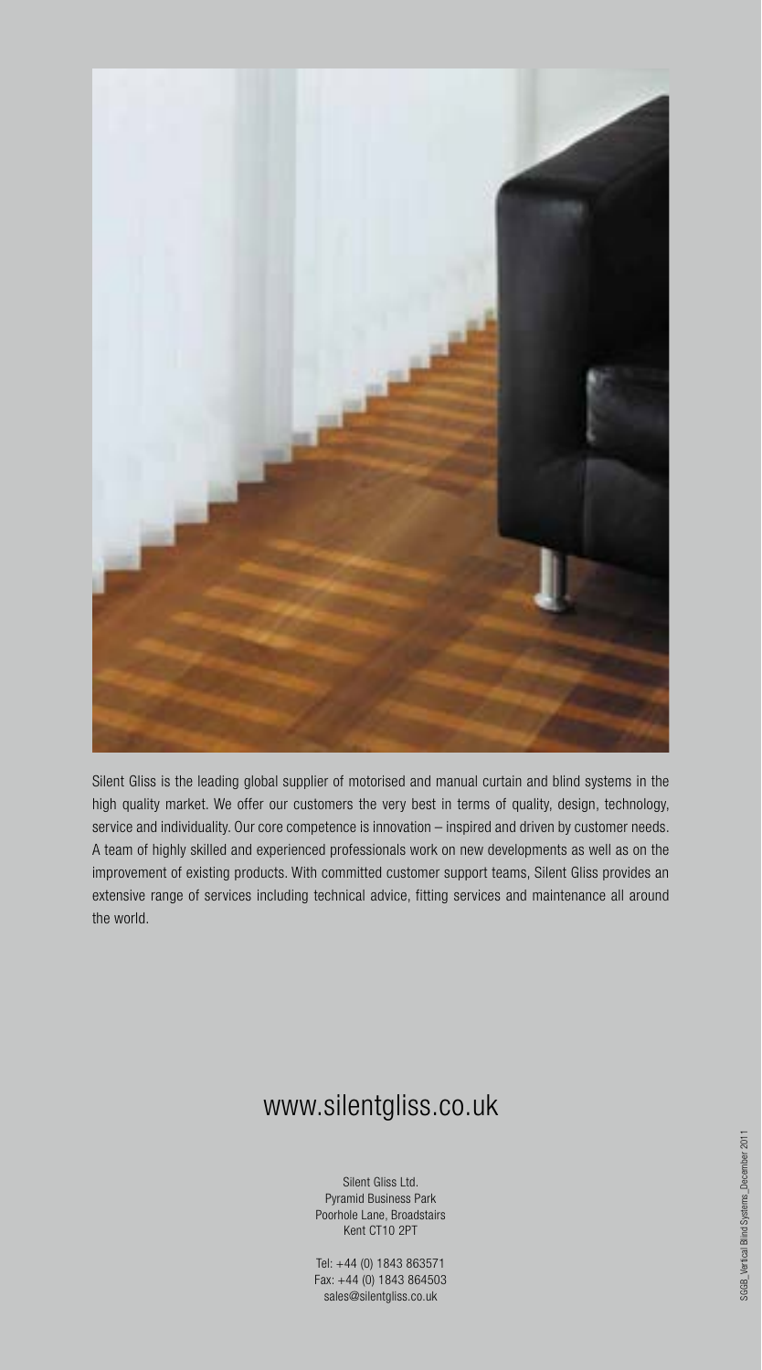Silent Gliss is the leading global supplier of motorised and manual curtain and blind systems in the high quality market. We offer our customers the very best in terms of quality, design, technology, service and individuality. Our core competence is innovation – inspired and driven by customer needs. A team of highly skilled and experienced professionals work on new developments as well as on the improvement of existing products. With committed customer support teams, Silent Gliss provides an extensive range of services including technical advice, fitting services and maintenance all around the world.

## www.silentgliss.co.uk

Silent Gliss Ltd.
Pyramid Business Park
Poorhole Lane, Broadstairs
Kent CT10 2PT

Tel: +44 (0) 1843 863571
Fax: +44 (0) 1843 864503
sales@silentgliss.co.uk

SGGB_Vertical Blind Systems_December 2011